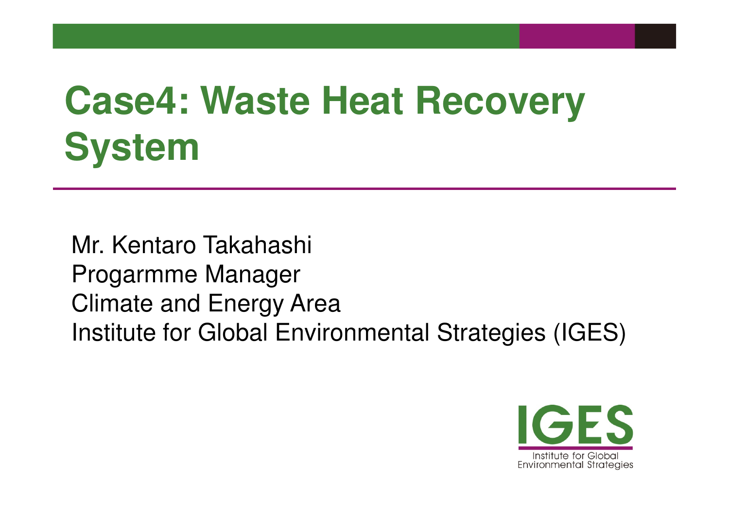# Case4: Waste Heat Recovery System

Mr. Kentaro Takahashi
Progarmme Manager
Climate and Energy Area
Institute for Global Environmental Strategies (IGES)

IGES
Institute for Global Environmental Strategies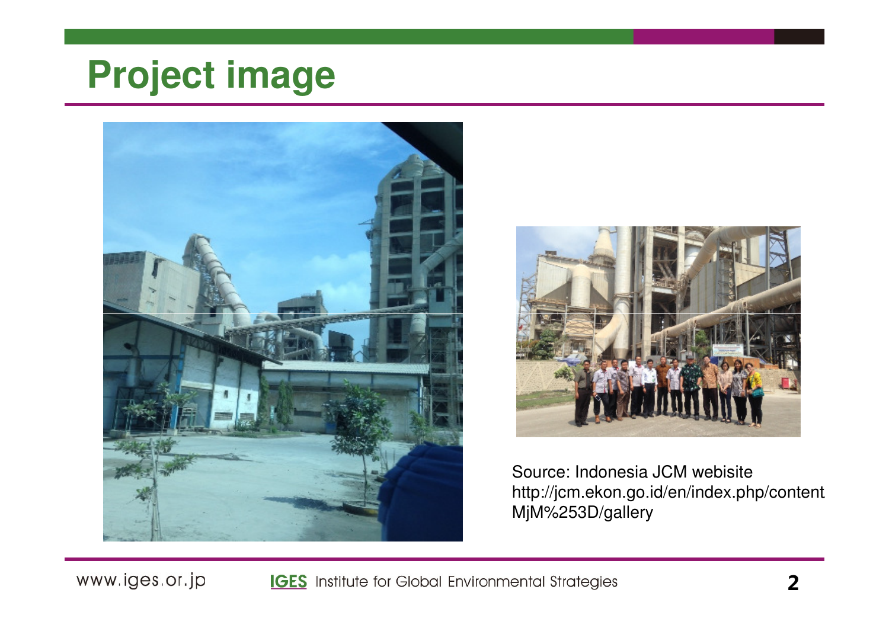# Project image

Source: Indonesia JCM webisite
http://jcm.ekon.go.id/en/index.php/content/MjM%253D/gallery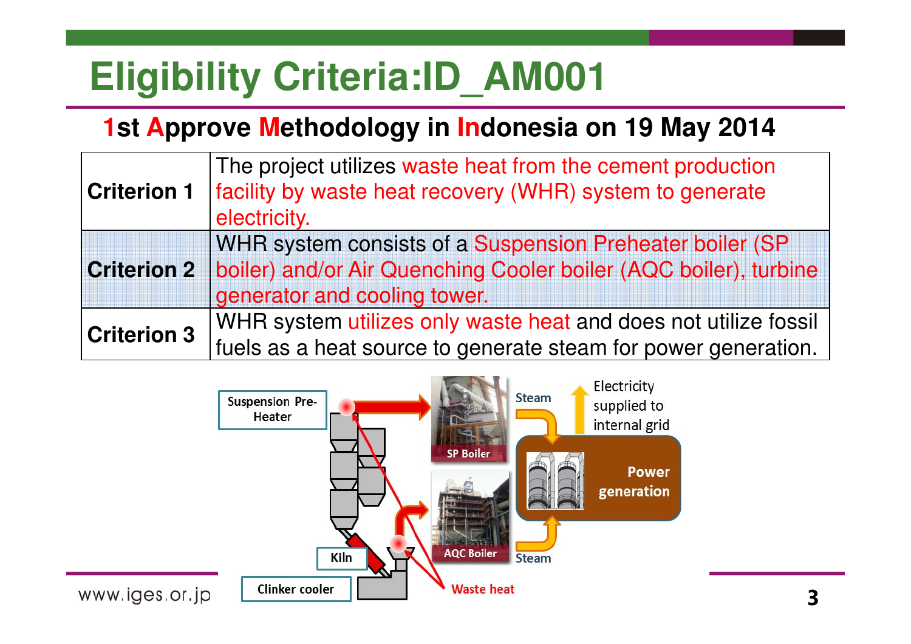# Eligibility Criteria:ID_AM001

## 1st Approve Methodology in Indonesia on 19 May 2014

| | |
|---|---|
| **Criterion 1** | The project utilizes waste heat from the cement production facility by waste heat recovery (WHR) system to generate electricity. |
| **Criterion 2** | WHR system consists of a Suspension Preheater boiler (SP boiler) and/or Air Quenching Cooler boiler (AQC boiler), turbine generator and cooling tower. |
| **Criterion 3** | WHR system utilizes only waste heat and does not utilize fossil fuels as a heat source to generate steam for power generation. |

Suspension Pre-Heater

Kiln

Clinker cooler

SP Boiler

AQC Boiler

Steam

Steam

Waste heat

Electricity supplied to internal grid

Power generation

www.iges.or.jp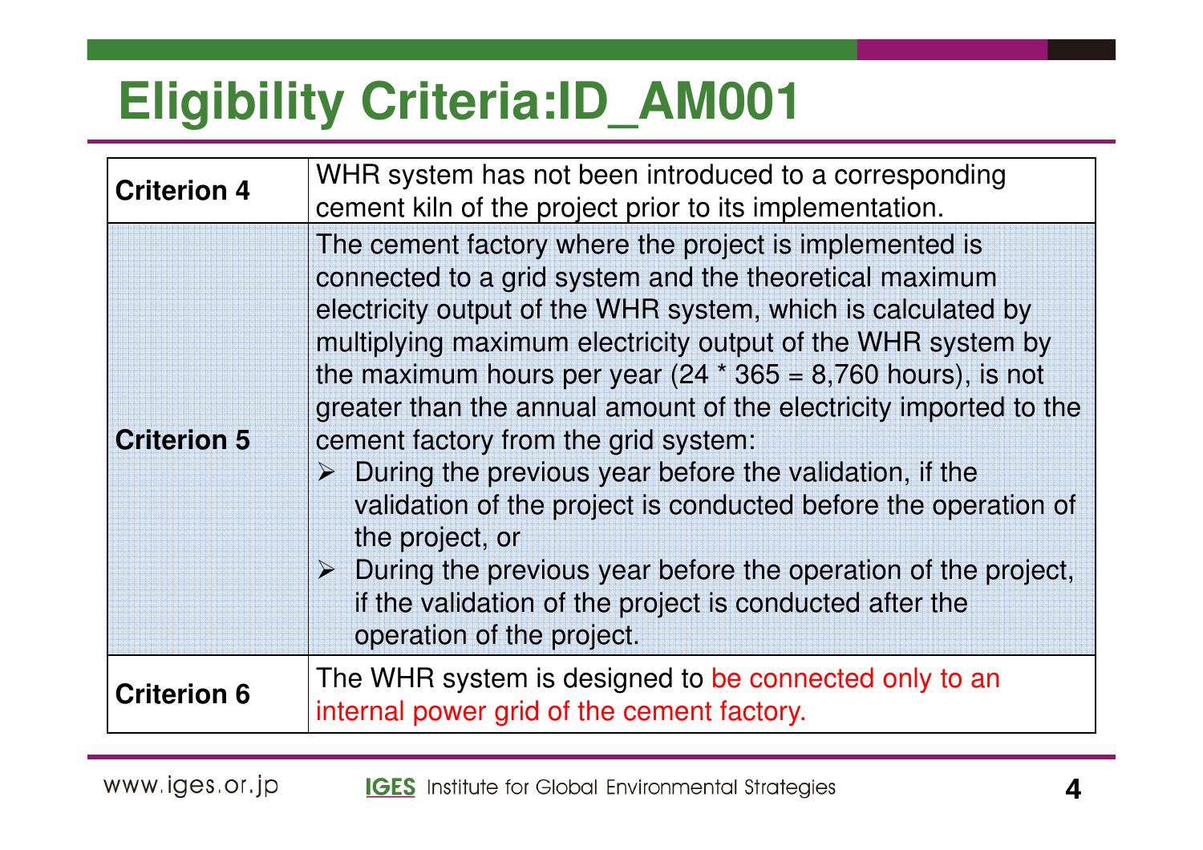# Eligibility Criteria:ID_AM001

| | |
|---|---|
| **Criterion 4** | WHR system has not been introduced to a corresponding cement kiln of the project prior to its implementation. |
| **Criterion 5** | The cement factory where the project is implemented is connected to a grid system and the theoretical maximum electricity output of the WHR system, which is calculated by multiplying maximum electricity output of the WHR system by the maximum hours per year (24 * 365 = 8,760 hours), is not greater than the annual amount of the electricity imported to the cement factory from the grid system:<br>➢ During the previous year before the validation, if the validation of the project is conducted before the operation of the project, or<br>➢ During the previous year before the operation of the project, if the validation of the project is conducted after the operation of the project. |
| **Criterion 6** | The WHR system is designed to be connected only to an internal power grid of the cement factory. |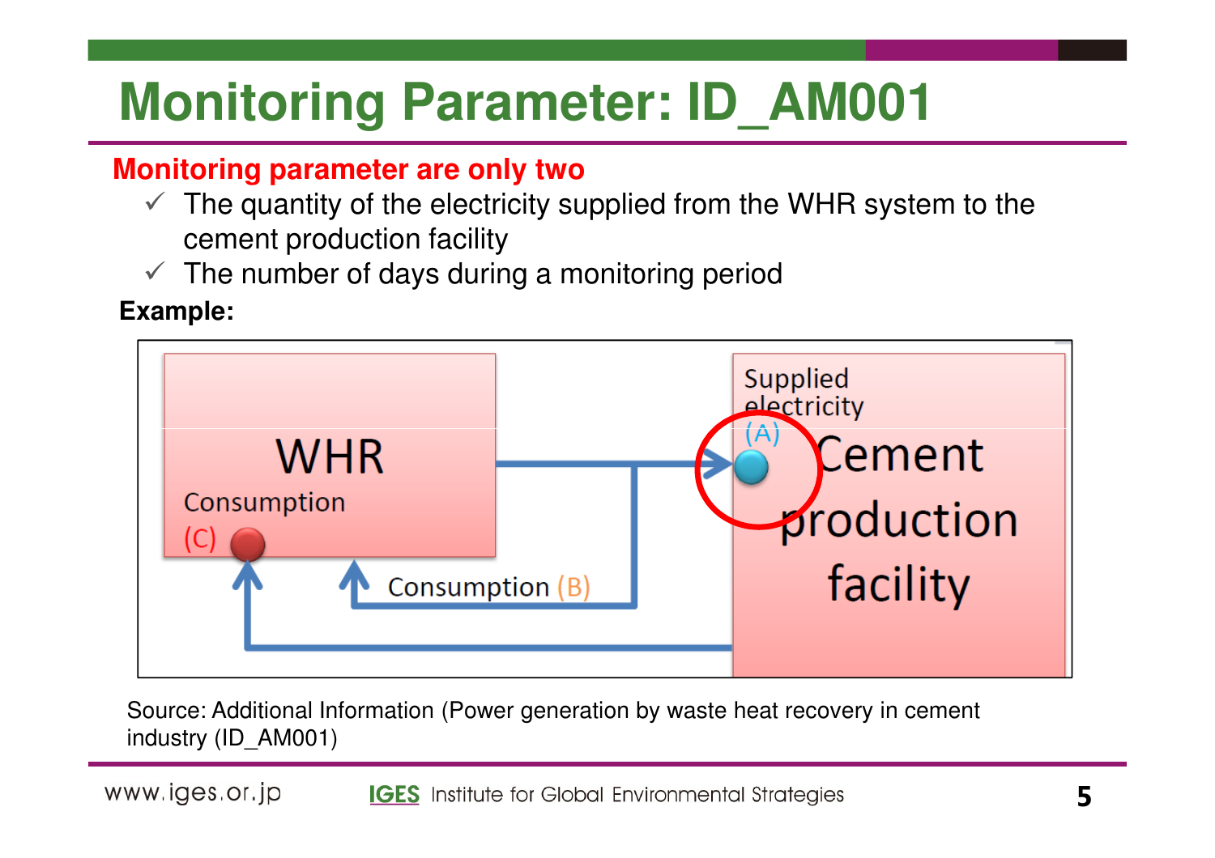# Monitoring Parameter: ID_AM001

**Monitoring parameter are only two**

- ✓ The quantity of the electricity supplied from the WHR system to the cement production facility
- ✓ The number of days during a monitoring period

**Example:**

WHR

Consumption (C)

Consumption (B)

Supplied electricity (A)

Cement production facility

Source: Additional Information (Power generation by waste heat recovery in cement industry (ID_AM001)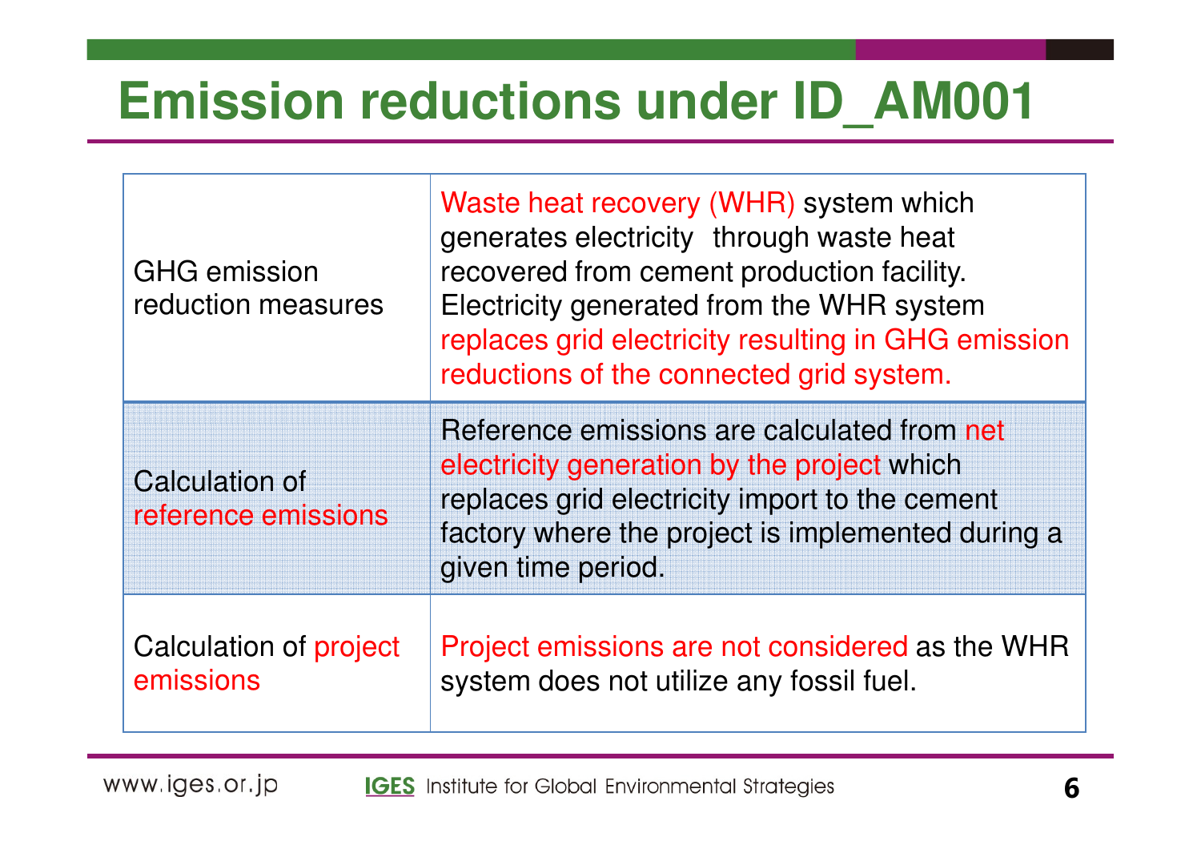# Emission reductions under ID_AM001

| | |
|---|---|
| GHG emission reduction measures | Waste heat recovery (WHR) system which generates electricity through waste heat recovered from cement production facility. Electricity generated from the WHR system replaces grid electricity resulting in GHG emission reductions of the connected grid system. |
| Calculation of reference emissions | Reference emissions are calculated from net electricity generation by the project which replaces grid electricity import to the cement factory where the project is implemented during a given time period. |
| Calculation of project emissions | Project emissions are not considered as the WHR system does not utilize any fossil fuel. |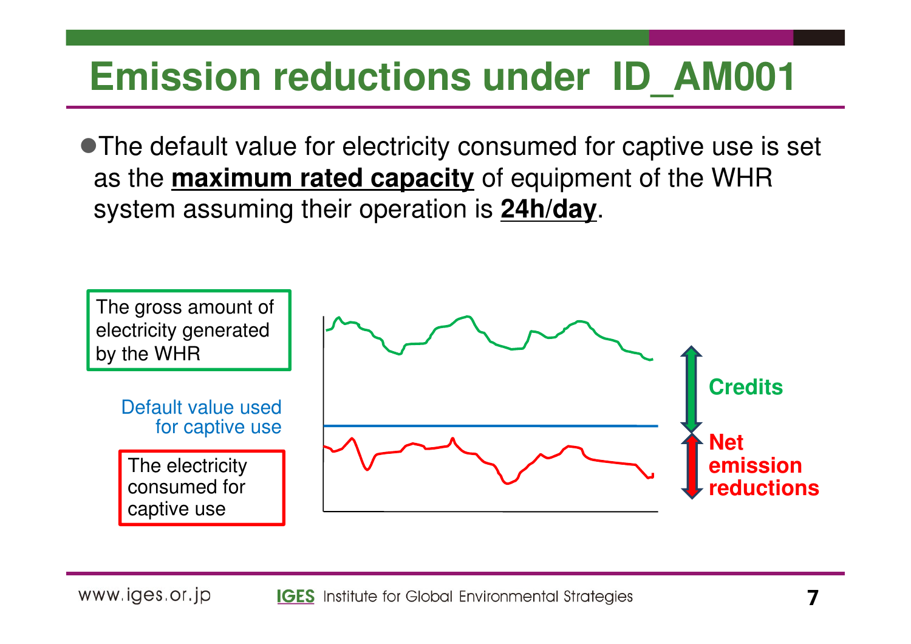# Emission reductions under ID_AM001

- The default value for electricity consumed for captive use is set as the **maximum rated capacity** of equipment of the WHR system assuming their operation is **24h/day**.

The gross amount of electricity generated by the WHR

Default value used for captive use

The electricity consumed for captive use

Credits

Net emission reductions